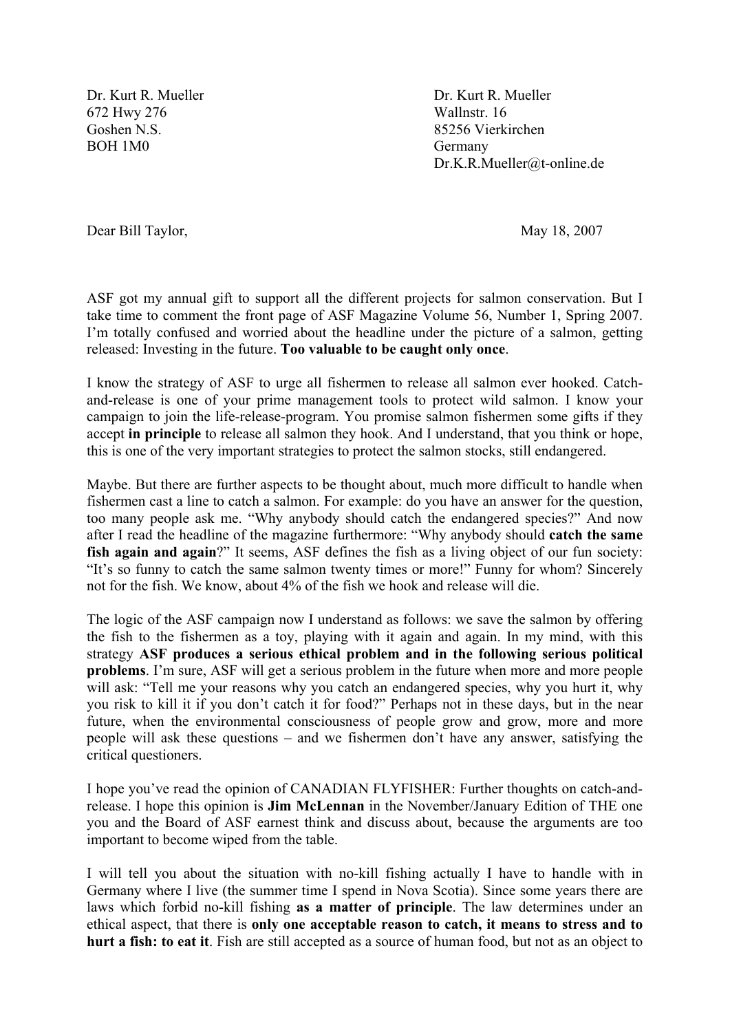Dr. Kurt R. Mueller
672 Hwy 276
Goshen N.S.
BOH 1M0

Dr. Kurt R. Mueller
Wallnstr. 16
85256 Vierkirchen
Germany
Dr.K.R.Mueller@t-online.de

Dear Bill Taylor,

May 18, 2007

ASF got my annual gift to support all the different projects for salmon conservation. But I take time to comment the front page of ASF Magazine Volume 56, Number 1, Spring 2007. I'm totally confused and worried about the headline under the picture of a salmon, getting released: Investing in the future. **Too valuable to be caught only once**.

I know the strategy of ASF to urge all fishermen to release all salmon ever hooked. Catch-and-release is one of your prime management tools to protect wild salmon. I know your campaign to join the life-release-program. You promise salmon fishermen some gifts if they accept **in principle** to release all salmon they hook. And I understand, that you think or hope, this is one of the very important strategies to protect the salmon stocks, still endangered.

Maybe. But there are further aspects to be thought about, much more difficult to handle when fishermen cast a line to catch a salmon. For example: do you have an answer for the question, too many people ask me. "Why anybody should catch the endangered species?" And now after I read the headline of the magazine furthermore: "Why anybody should **catch the same fish again and again**?" It seems, ASF defines the fish as a living object of our fun society: "It's so funny to catch the same salmon twenty times or more!" Funny for whom? Sincerely not for the fish. We know, about 4% of the fish we hook and release will die.

The logic of the ASF campaign now I understand as follows: we save the salmon by offering the fish to the fishermen as a toy, playing with it again and again. In my mind, with this strategy **ASF produces a serious ethical problem and in the following serious political problems**. I'm sure, ASF will get a serious problem in the future when more and more people will ask: "Tell me your reasons why you catch an endangered species, why you hurt it, why you risk to kill it if you don't catch it for food?" Perhaps not in these days, but in the near future, when the environmental consciousness of people grow and grow, more and more people will ask these questions – and we fishermen don't have any answer, satisfying the critical questioners.

I hope you've read the opinion of CANADIAN FLYFISHER: Further thoughts on catch-and-release. I hope this opinion is **Jim McLennan** in the November/January Edition of THE one you and the Board of ASF earnest think and discuss about, because the arguments are too important to become wiped from the table.

I will tell you about the situation with no-kill fishing actually I have to handle with in Germany where I live (the summer time I spend in Nova Scotia). Since some years there are laws which forbid no-kill fishing **as a matter of principle**. The law determines under an ethical aspect, that there is **only one acceptable reason to catch, it means to stress and to hurt a fish: to eat it**. Fish are still accepted as a source of human food, but not as an object to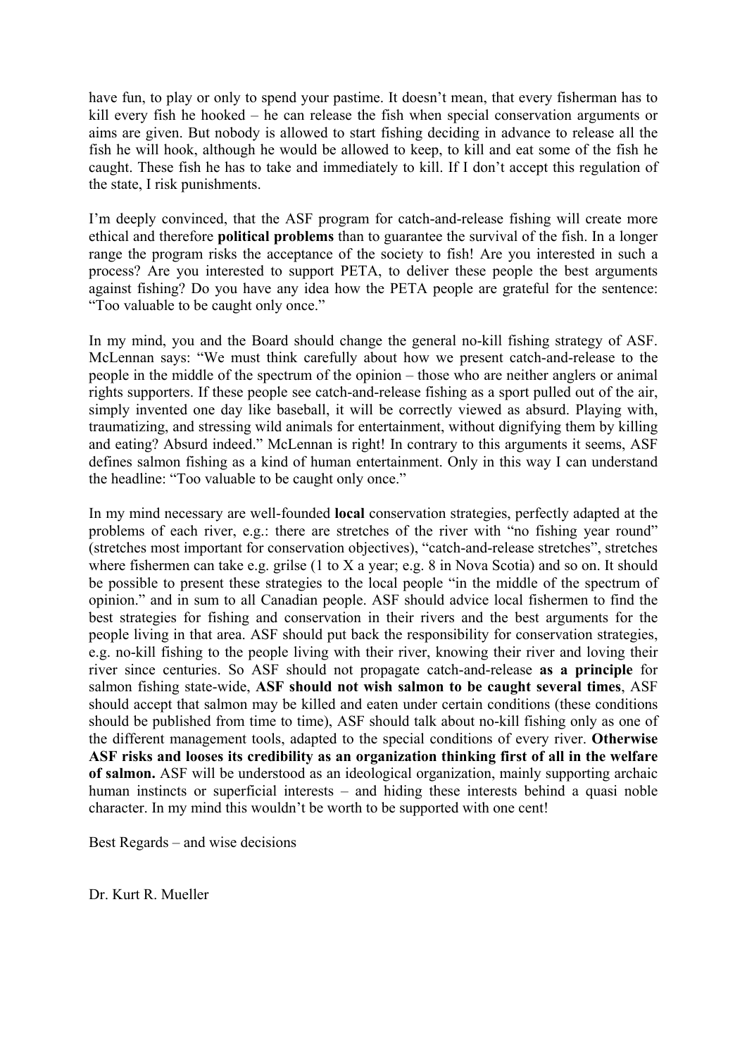have fun, to play or only to spend your pastime. It doesn't mean, that every fisherman has to kill every fish he hooked – he can release the fish when special conservation arguments or aims are given. But nobody is allowed to start fishing deciding in advance to release all the fish he will hook, although he would be allowed to keep, to kill and eat some of the fish he caught. These fish he has to take and immediately to kill. If I don't accept this regulation of the state, I risk punishments.

I'm deeply convinced, that the ASF program for catch-and-release fishing will create more ethical and therefore **political problems** than to guarantee the survival of the fish. In a longer range the program risks the acceptance of the society to fish! Are you interested in such a process? Are you interested to support PETA, to deliver these people the best arguments against fishing? Do you have any idea how the PETA people are grateful for the sentence: "Too valuable to be caught only once."

In my mind, you and the Board should change the general no-kill fishing strategy of ASF. McLennan says: "We must think carefully about how we present catch-and-release to the people in the middle of the spectrum of the opinion – those who are neither anglers or animal rights supporters. If these people see catch-and-release fishing as a sport pulled out of the air, simply invented one day like baseball, it will be correctly viewed as absurd. Playing with, traumatizing, and stressing wild animals for entertainment, without dignifying them by killing and eating? Absurd indeed." McLennan is right! In contrary to this arguments it seems, ASF defines salmon fishing as a kind of human entertainment. Only in this way I can understand the headline: "Too valuable to be caught only once."

In my mind necessary are well-founded **local** conservation strategies, perfectly adapted at the problems of each river, e.g.: there are stretches of the river with "no fishing year round" (stretches most important for conservation objectives), "catch-and-release stretches", stretches where fishermen can take e.g. grilse (1 to X a year; e.g. 8 in Nova Scotia) and so on. It should be possible to present these strategies to the local people "in the middle of the spectrum of opinion." and in sum to all Canadian people. ASF should advice local fishermen to find the best strategies for fishing and conservation in their rivers and the best arguments for the people living in that area. ASF should put back the responsibility for conservation strategies, e.g. no-kill fishing to the people living with their river, knowing their river and loving their river since centuries. So ASF should not propagate catch-and-release **as a principle** for salmon fishing state-wide, **ASF should not wish salmon to be caught several times**, ASF should accept that salmon may be killed and eaten under certain conditions (these conditions should be published from time to time), ASF should talk about no-kill fishing only as one of the different management tools, adapted to the special conditions of every river. **Otherwise ASF risks and looses its credibility as an organization thinking first of all in the welfare of salmon.** ASF will be understood as an ideological organization, mainly supporting archaic human instincts or superficial interests – and hiding these interests behind a quasi noble character. In my mind this wouldn't be worth to be supported with one cent!

Best Regards – and wise decisions

Dr. Kurt R. Mueller